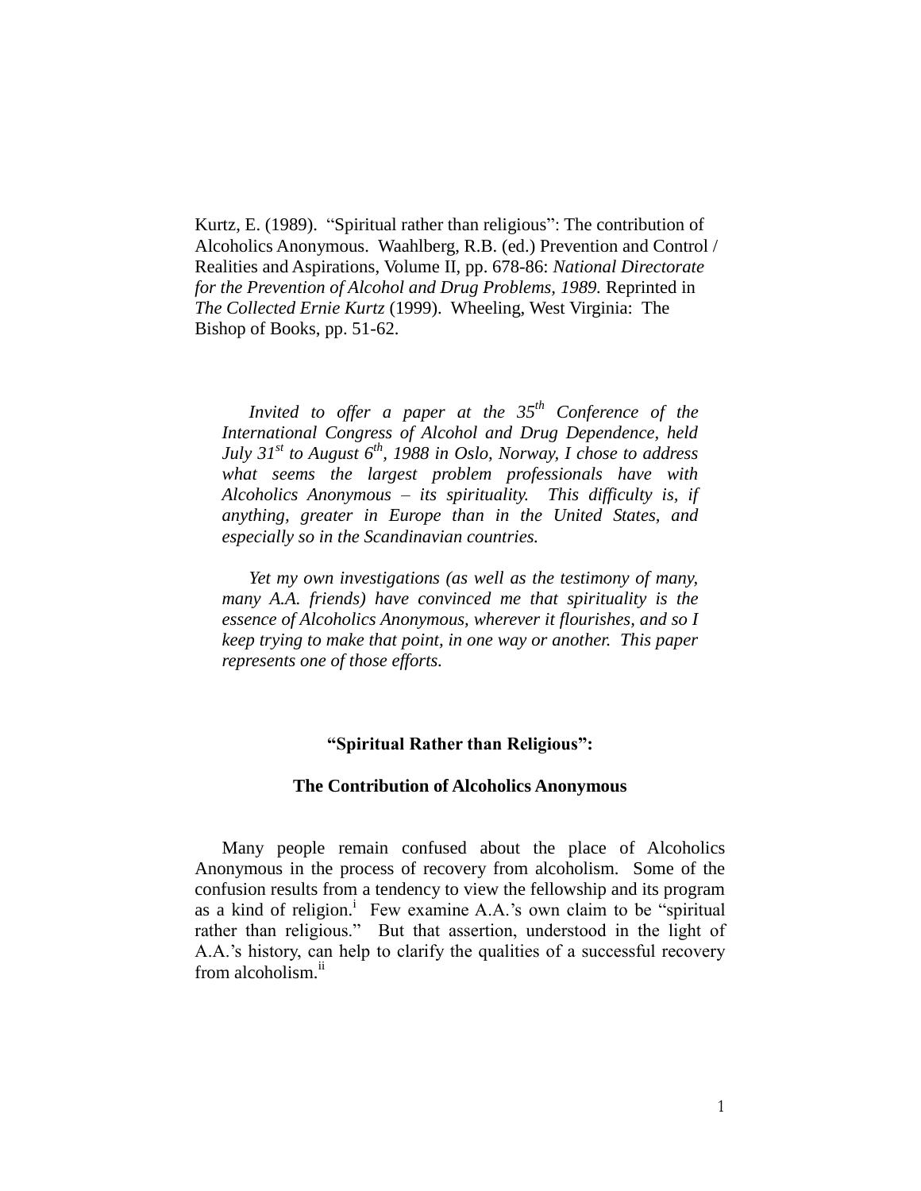Kurtz, E. (1989). "Spiritual rather than religious": The contribution of Alcoholics Anonymous. Waahlberg, R.B. (ed.) Prevention and Control / Realities and Aspirations, Volume II, pp. 678-86: *National Directorate for the Prevention of Alcohol and Drug Problems, 1989.* Reprinted in *The Collected Ernie Kurtz* (1999). Wheeling, West Virginia: The Bishop of Books, pp. 51-62.

> *Invited to offer a paper at the 35th Conference of the International Congress of Alcohol and Drug Dependence, held July 31st to August 6th, 1988 in Oslo, Norway, I chose to address what seems the largest problem professionals have with Alcoholics Anonymous – its spirituality. This difficulty is, if anything, greater in Europe than in the United States, and especially so in the Scandinavian countries.*
>
> *Yet my own investigations (as well as the testimony of many, many A.A. friends) have convinced me that spirituality is the essence of Alcoholics Anonymous, wherever it flourishes, and so I keep trying to make that point, in one way or another. This paper represents one of those efforts.*

## "Spiritual Rather than Religious":

## The Contribution of Alcoholics Anonymous

Many people remain confused about the place of Alcoholics Anonymous in the process of recovery from alcoholism. Some of the confusion results from a tendency to view the fellowship and its program as a kind of religion.[i] Few examine A.A.'s own claim to be "spiritual rather than religious." But that assertion, understood in the light of A.A.'s history, can help to clarify the qualities of a successful recovery from alcoholism.[ii]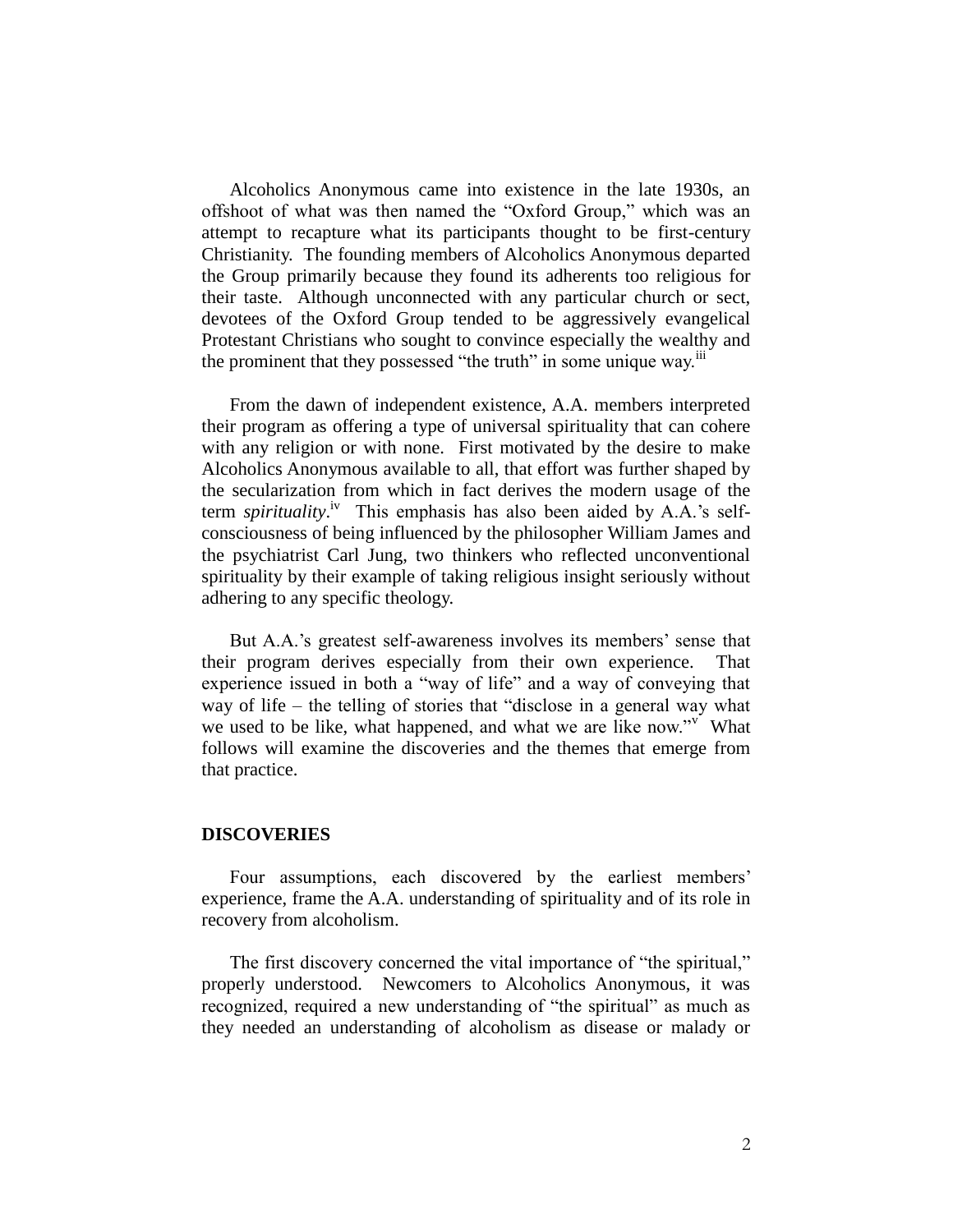Alcoholics Anonymous came into existence in the late 1930s, an offshoot of what was then named the "Oxford Group," which was an attempt to recapture what its participants thought to be first-century Christianity. The founding members of Alcoholics Anonymous departed the Group primarily because they found its adherents too religious for their taste. Although unconnected with any particular church or sect, devotees of the Oxford Group tended to be aggressively evangelical Protestant Christians who sought to convince especially the wealthy and the prominent that they possessed "the truth" in some unique way.[iii]

From the dawn of independent existence, A.A. members interpreted their program as offering a type of universal spirituality that can cohere with any religion or with none. First motivated by the desire to make Alcoholics Anonymous available to all, that effort was further shaped by the secularization from which in fact derives the modern usage of the term *spirituality*.[iv] This emphasis has also been aided by A.A.'s self-consciousness of being influenced by the philosopher William James and the psychiatrist Carl Jung, two thinkers who reflected unconventional spirituality by their example of taking religious insight seriously without adhering to any specific theology.

But A.A.'s greatest self-awareness involves its members' sense that their program derives especially from their own experience. That experience issued in both a "way of life" and a way of conveying that way of life – the telling of stories that "disclose in a general way what we used to be like, what happened, and what we are like now."[v] What follows will examine the discoveries and the themes that emerge from that practice.

## DISCOVERIES

Four assumptions, each discovered by the earliest members' experience, frame the A.A. understanding of spirituality and of its role in recovery from alcoholism.

The first discovery concerned the vital importance of "the spiritual," properly understood. Newcomers to Alcoholics Anonymous, it was recognized, required a new understanding of "the spiritual" as much as they needed an understanding of alcoholism as disease or malady or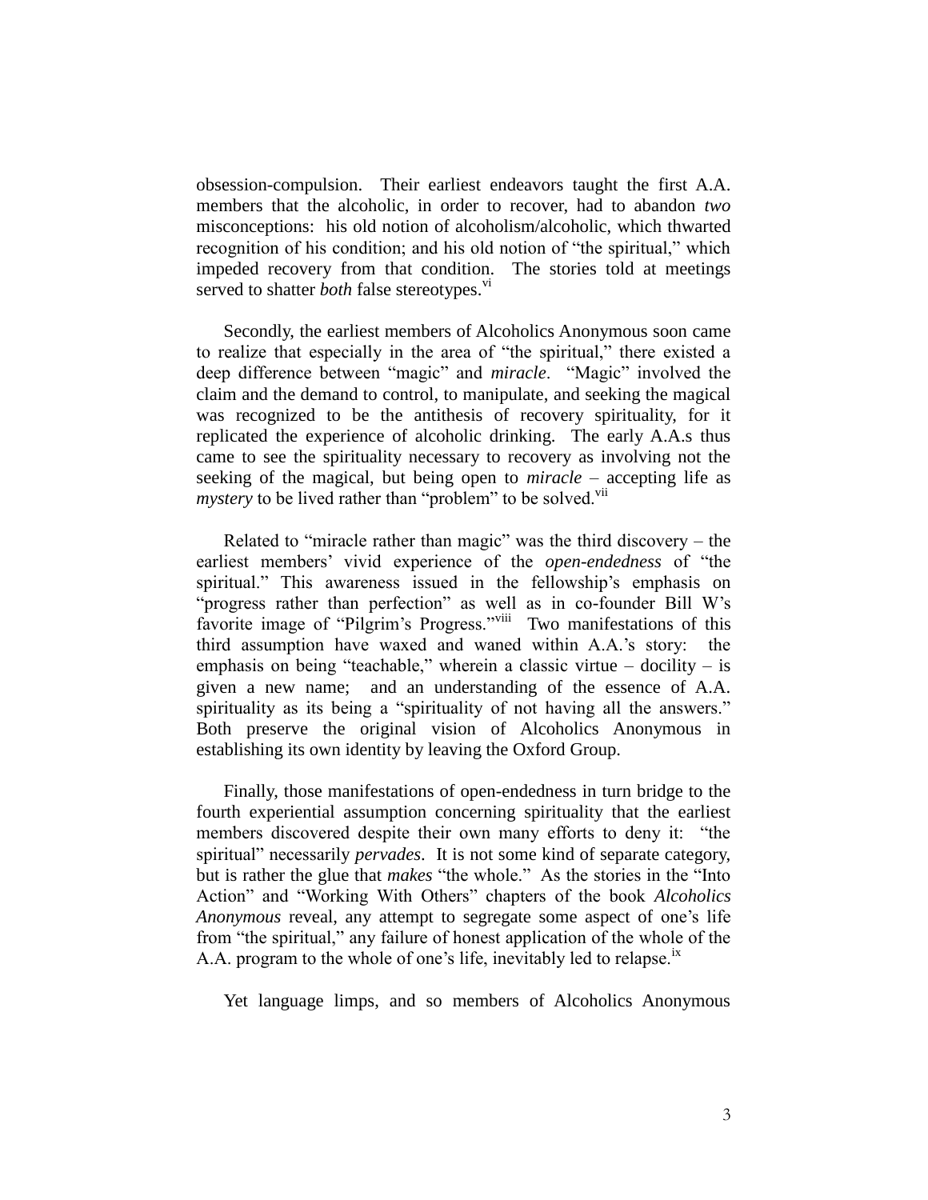obsession-compulsion. Their earliest endeavors taught the first A.A. members that the alcoholic, in order to recover, had to abandon *two* misconceptions: his old notion of alcoholism/alcoholic, which thwarted recognition of his condition; and his old notion of "the spiritual," which impeded recovery from that condition. The stories told at meetings served to shatter *both* false stereotypes.[vi]

Secondly, the earliest members of Alcoholics Anonymous soon came to realize that especially in the area of "the spiritual," there existed a deep difference between "magic" and *miracle*. "Magic" involved the claim and the demand to control, to manipulate, and seeking the magical was recognized to be the antithesis of recovery spirituality, for it replicated the experience of alcoholic drinking. The early A.A.s thus came to see the spirituality necessary to recovery as involving not the seeking of the magical, but being open to *miracle* – accepting life as *mystery* to be lived rather than "problem" to be solved.[vii]

Related to "miracle rather than magic" was the third discovery – the earliest members' vivid experience of the *open-endedness* of "the spiritual." This awareness issued in the fellowship's emphasis on "progress rather than perfection" as well as in co-founder Bill W's favorite image of "Pilgrim's Progress."[viii] Two manifestations of this third assumption have waxed and waned within A.A.'s story: the emphasis on being "teachable," wherein a classic virtue – docility – is given a new name; and an understanding of the essence of A.A. spirituality as its being a "spirituality of not having all the answers." Both preserve the original vision of Alcoholics Anonymous in establishing its own identity by leaving the Oxford Group.

Finally, those manifestations of open-endedness in turn bridge to the fourth experiential assumption concerning spirituality that the earliest members discovered despite their own many efforts to deny it: "the spiritual" necessarily *pervades*. It is not some kind of separate category, but is rather the glue that *makes* "the whole." As the stories in the "Into Action" and "Working With Others" chapters of the book *Alcoholics Anonymous* reveal, any attempt to segregate some aspect of one's life from "the spiritual," any failure of honest application of the whole of the A.A. program to the whole of one's life, inevitably led to relapse.[ix]

Yet language limps, and so members of Alcoholics Anonymous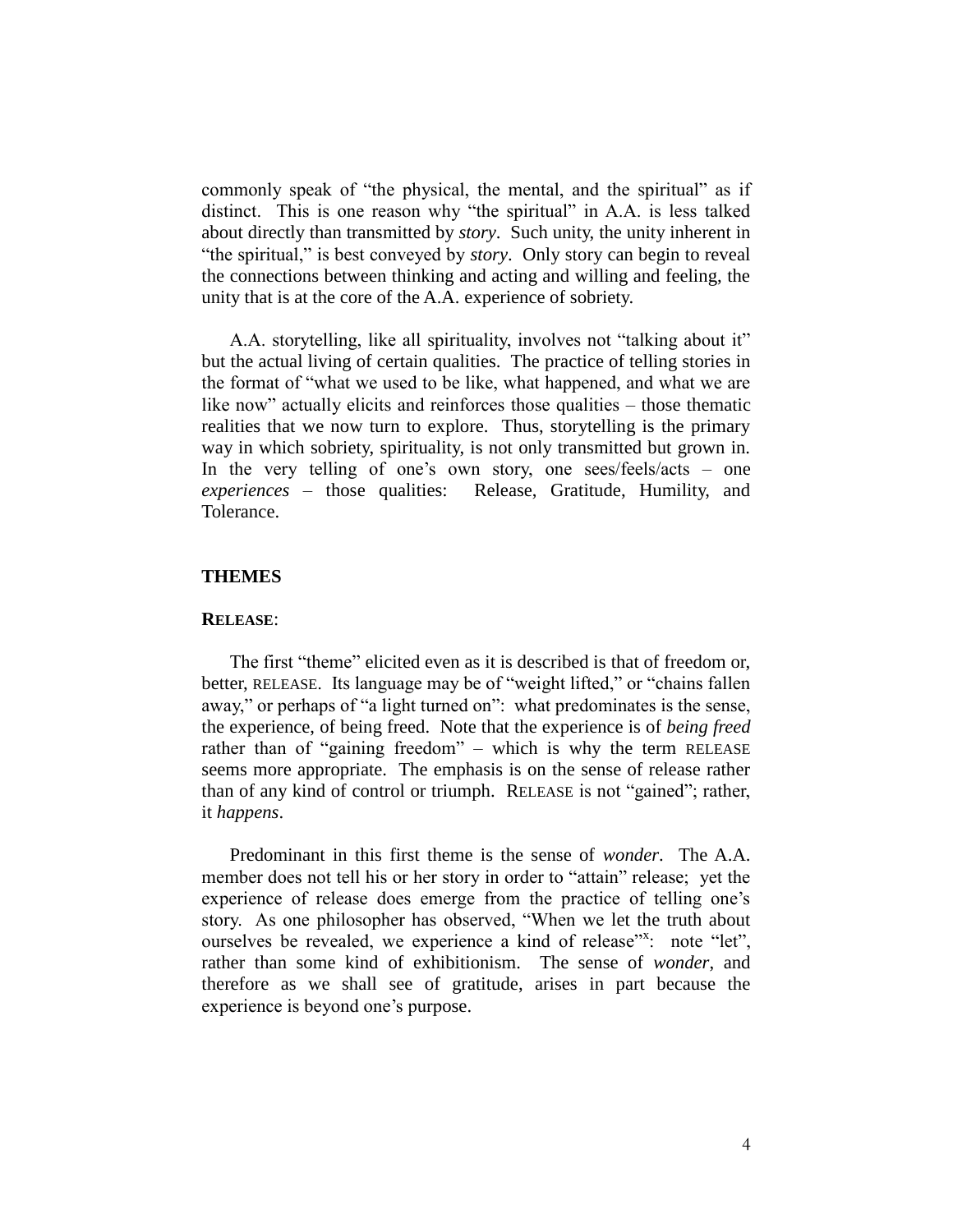commonly speak of "the physical, the mental, and the spiritual" as if distinct. This is one reason why "the spiritual" in A.A. is less talked about directly than transmitted by *story*. Such unity, the unity inherent in "the spiritual," is best conveyed by *story*. Only story can begin to reveal the connections between thinking and acting and willing and feeling, the unity that is at the core of the A.A. experience of sobriety.

A.A. storytelling, like all spirituality, involves not "talking about it" but the actual living of certain qualities. The practice of telling stories in the format of "what we used to be like, what happened, and what we are like now" actually elicits and reinforces those qualities – those thematic realities that we now turn to explore. Thus, storytelling is the primary way in which sobriety, spirituality, is not only transmitted but grown in. In the very telling of one's own story, one sees/feels/acts – one *experiences* – those qualities: Release, Gratitude, Humility, and Tolerance.

## THEMES

### RELEASE:

The first "theme" elicited even as it is described is that of freedom or, better, RELEASE. Its language may be of "weight lifted," or "chains fallen away," or perhaps of "a light turned on": what predominates is the sense, the experience, of being freed. Note that the experience is of *being freed* rather than of "gaining freedom" – which is why the term RELEASE seems more appropriate. The emphasis is on the sense of release rather than of any kind of control or triumph. RELEASE is not "gained"; rather, it *happens*.

Predominant in this first theme is the sense of *wonder*. The A.A. member does not tell his or her story in order to "attain" release; yet the experience of release does emerge from the practice of telling one's story. As one philosopher has observed, "When we let the truth about ourselves be revealed, we experience a kind of release"[x]: note "let", rather than some kind of exhibitionism. The sense of *wonder*, and therefore as we shall see of gratitude, arises in part because the experience is beyond one's purpose.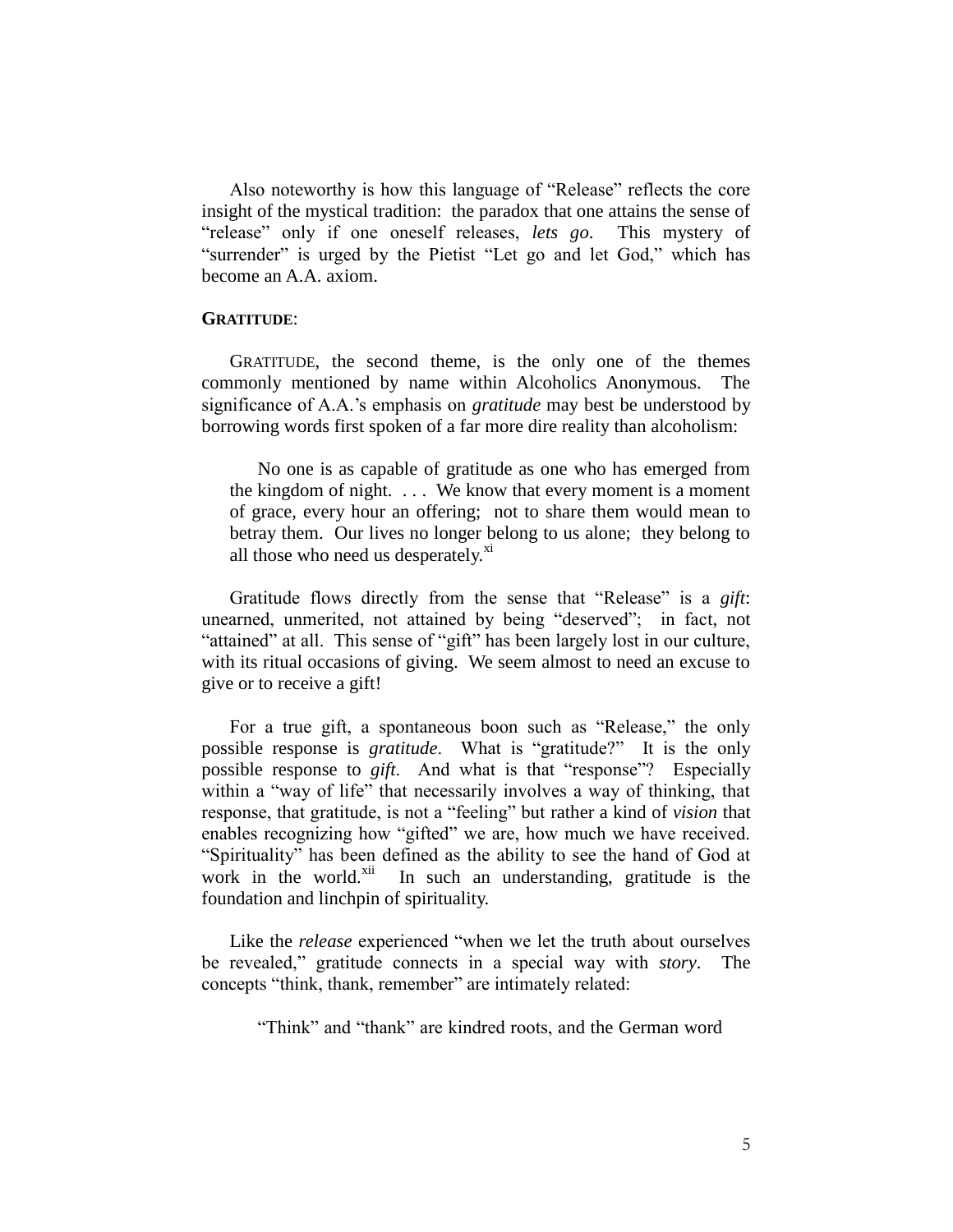Also noteworthy is how this language of "Release" reflects the core insight of the mystical tradition: the paradox that one attains the sense of "release" only if one oneself releases, *lets go*. This mystery of "surrender" is urged by the Pietist "Let go and let God," which has become an A.A. axiom.

**GRATITUDE**:

GRATITUDE, the second theme, is the only one of the themes commonly mentioned by name within Alcoholics Anonymous. The significance of A.A.'s emphasis on *gratitude* may best be understood by borrowing words first spoken of a far more dire reality than alcoholism:

> No one is as capable of gratitude as one who has emerged from the kingdom of night. . . . We know that every moment is a moment of grace, every hour an offering; not to share them would mean to betray them. Our lives no longer belong to us alone; they belong to all those who need us desperately.[xi]

Gratitude flows directly from the sense that "Release" is a *gift*: unearned, unmerited, not attained by being "deserved"; in fact, not "attained" at all. This sense of "gift" has been largely lost in our culture, with its ritual occasions of giving. We seem almost to need an excuse to give or to receive a gift!

For a true gift, a spontaneous boon such as "Release," the only possible response is *gratitude*. What is "gratitude?" It is the only possible response to *gift*. And what is that "response"? Especially within a "way of life" that necessarily involves a way of thinking, that response, that gratitude, is not a "feeling" but rather a kind of *vision* that enables recognizing how "gifted" we are, how much we have received. "Spirituality" has been defined as the ability to see the hand of God at work in the world.[xii] In such an understanding, gratitude is the foundation and linchpin of spirituality.

Like the *release* experienced "when we let the truth about ourselves be revealed," gratitude connects in a special way with *story*. The concepts "think, thank, remember" are intimately related:

> "Think" and "thank" are kindred roots, and the German word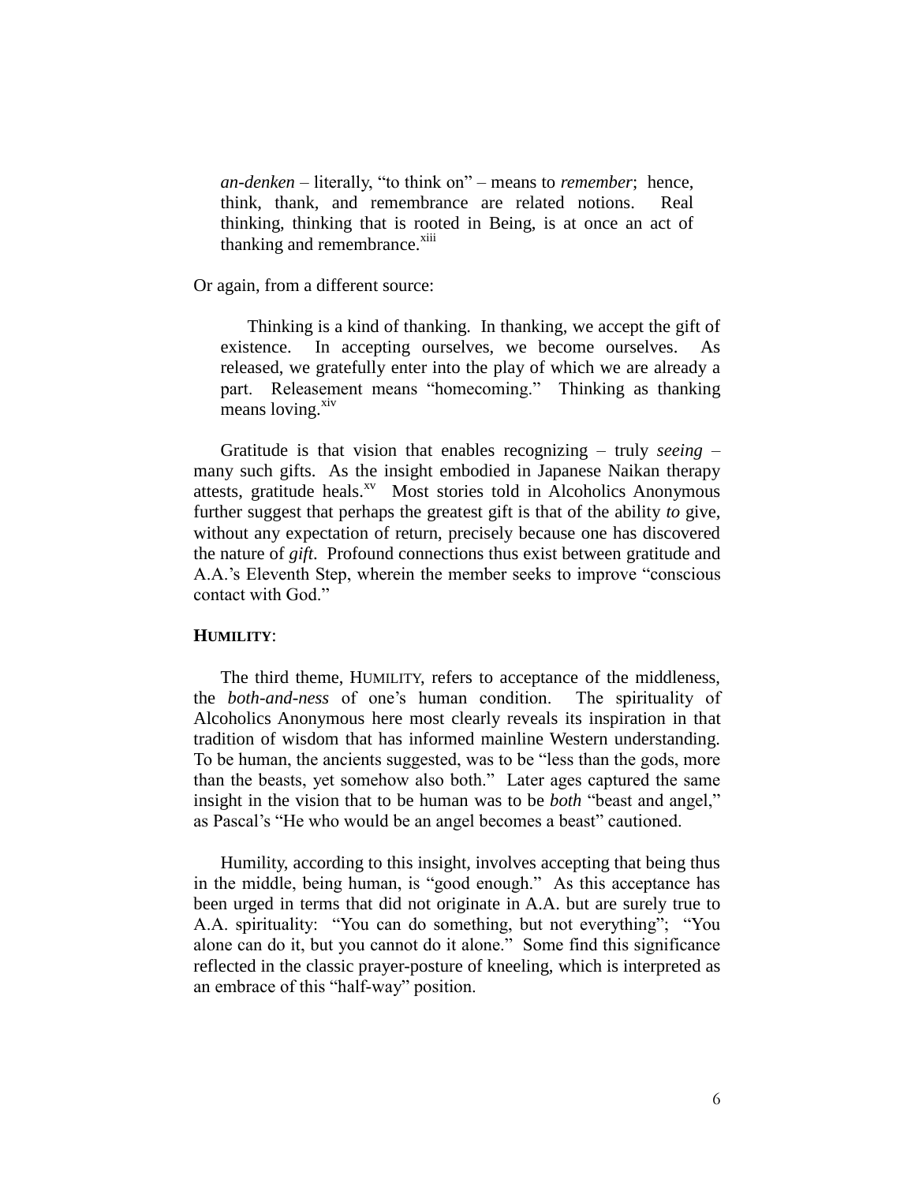> *an-denken* – literally, "to think on" – means to *remember*; hence, think, thank, and remembrance are related notions. Real thinking, thinking that is rooted in Being, is at once an act of thanking and remembrance.[xiii]

Or again, from a different source:

> Thinking is a kind of thanking. In thanking, we accept the gift of existence. In accepting ourselves, we become ourselves. As released, we gratefully enter into the play of which we are already a part. Releasement means "homecoming." Thinking as thanking means loving.[xiv]

Gratitude is that vision that enables recognizing – truly *seeing* – many such gifts. As the insight embodied in Japanese Naikan therapy attests, gratitude heals.[xv] Most stories told in Alcoholics Anonymous further suggest that perhaps the greatest gift is that of the ability *to* give, without any expectation of return, precisely because one has discovered the nature of *gift*. Profound connections thus exist between gratitude and A.A.'s Eleventh Step, wherein the member seeks to improve "conscious contact with God."

**HUMILITY**:

The third theme, HUMILITY, refers to acceptance of the middleness, the *both-and-ness* of one's human condition. The spirituality of Alcoholics Anonymous here most clearly reveals its inspiration in that tradition of wisdom that has informed mainline Western understanding. To be human, the ancients suggested, was to be "less than the gods, more than the beasts, yet somehow also both." Later ages captured the same insight in the vision that to be human was to be *both* "beast and angel," as Pascal's "He who would be an angel becomes a beast" cautioned.

Humility, according to this insight, involves accepting that being thus in the middle, being human, is "good enough." As this acceptance has been urged in terms that did not originate in A.A. but are surely true to A.A. spirituality: "You can do something, but not everything"; "You alone can do it, but you cannot do it alone." Some find this significance reflected in the classic prayer-posture of kneeling, which is interpreted as an embrace of this "half-way" position.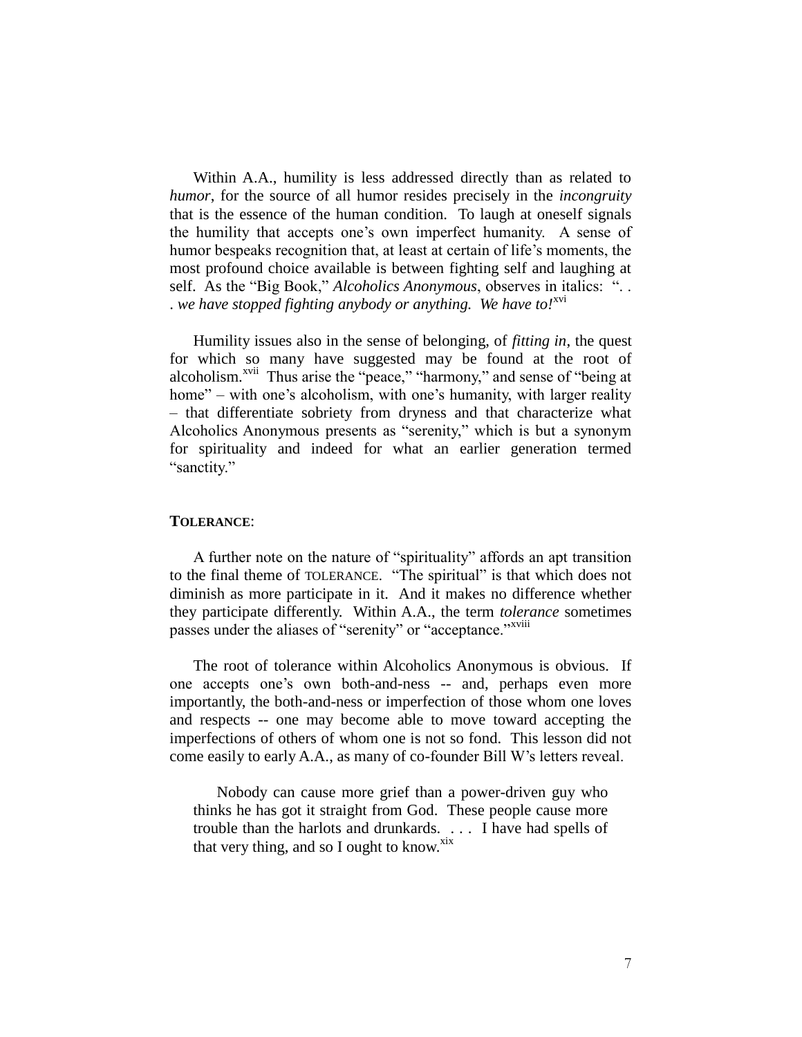Within A.A., humility is less addressed directly than as related to *humor*, for the source of all humor resides precisely in the *incongruity* that is the essence of the human condition. To laugh at oneself signals the humility that accepts one's own imperfect humanity. A sense of humor bespeaks recognition that, at least at certain of life's moments, the most profound choice available is between fighting self and laughing at self. As the "Big Book," *Alcoholics Anonymous*, observes in italics: ". . . *we have stopped fighting anybody or anything. We have to!*[xvi]

Humility issues also in the sense of belonging, of *fitting in*, the quest for which so many have suggested may be found at the root of alcoholism.[xvii] Thus arise the "peace," "harmony," and sense of "being at home" – with one's alcoholism, with one's humanity, with larger reality – that differentiate sobriety from dryness and that characterize what Alcoholics Anonymous presents as "serenity," which is but a synonym for spirituality and indeed for what an earlier generation termed "sanctity."

**TOLERANCE**:

A further note on the nature of "spirituality" affords an apt transition to the final theme of TOLERANCE. "The spiritual" is that which does not diminish as more participate in it. And it makes no difference whether they participate differently. Within A.A., the term *tolerance* sometimes passes under the aliases of "serenity" or "acceptance."[xviii]

The root of tolerance within Alcoholics Anonymous is obvious. If one accepts one's own both-and-ness -- and, perhaps even more importantly, the both-and-ness or imperfection of those whom one loves and respects -- one may become able to move toward accepting the imperfections of others of whom one is not so fond. This lesson did not come easily to early A.A., as many of co-founder Bill W's letters reveal.

> Nobody can cause more grief than a power-driven guy who thinks he has got it straight from God. These people cause more trouble than the harlots and drunkards. . . . I have had spells of that very thing, and so I ought to know.[xix]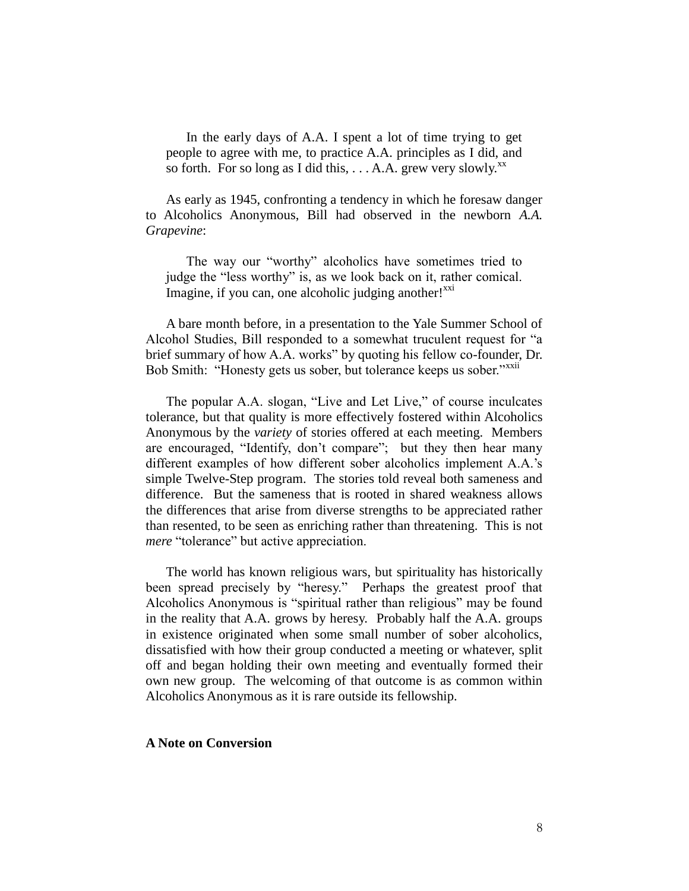> In the early days of A.A. I spent a lot of time trying to get people to agree with me, to practice A.A. principles as I did, and so forth. For so long as I did this, . . . A.A. grew very slowly.[xx]

As early as 1945, confronting a tendency in which he foresaw danger to Alcoholics Anonymous, Bill had observed in the newborn *A.A. Grapevine*:

> The way our "worthy" alcoholics have sometimes tried to judge the "less worthy" is, as we look back on it, rather comical. Imagine, if you can, one alcoholic judging another![xxi]

A bare month before, in a presentation to the Yale Summer School of Alcohol Studies, Bill responded to a somewhat truculent request for "a brief summary of how A.A. works" by quoting his fellow co-founder, Dr. Bob Smith: "Honesty gets us sober, but tolerance keeps us sober."[xxii]

The popular A.A. slogan, "Live and Let Live," of course inculcates tolerance, but that quality is more effectively fostered within Alcoholics Anonymous by the *variety* of stories offered at each meeting. Members are encouraged, "Identify, don't compare"; but they then hear many different examples of how different sober alcoholics implement A.A.'s simple Twelve-Step program. The stories told reveal both sameness and difference. But the sameness that is rooted in shared weakness allows the differences that arise from diverse strengths to be appreciated rather than resented, to be seen as enriching rather than threatening. This is not *mere* "tolerance" but active appreciation.

The world has known religious wars, but spirituality has historically been spread precisely by "heresy." Perhaps the greatest proof that Alcoholics Anonymous is "spiritual rather than religious" may be found in the reality that A.A. grows by heresy. Probably half the A.A. groups in existence originated when some small number of sober alcoholics, dissatisfied with how their group conducted a meeting or whatever, split off and began holding their own meeting and eventually formed their own new group. The welcoming of that outcome is as common within Alcoholics Anonymous as it is rare outside its fellowship.

**A Note on Conversion**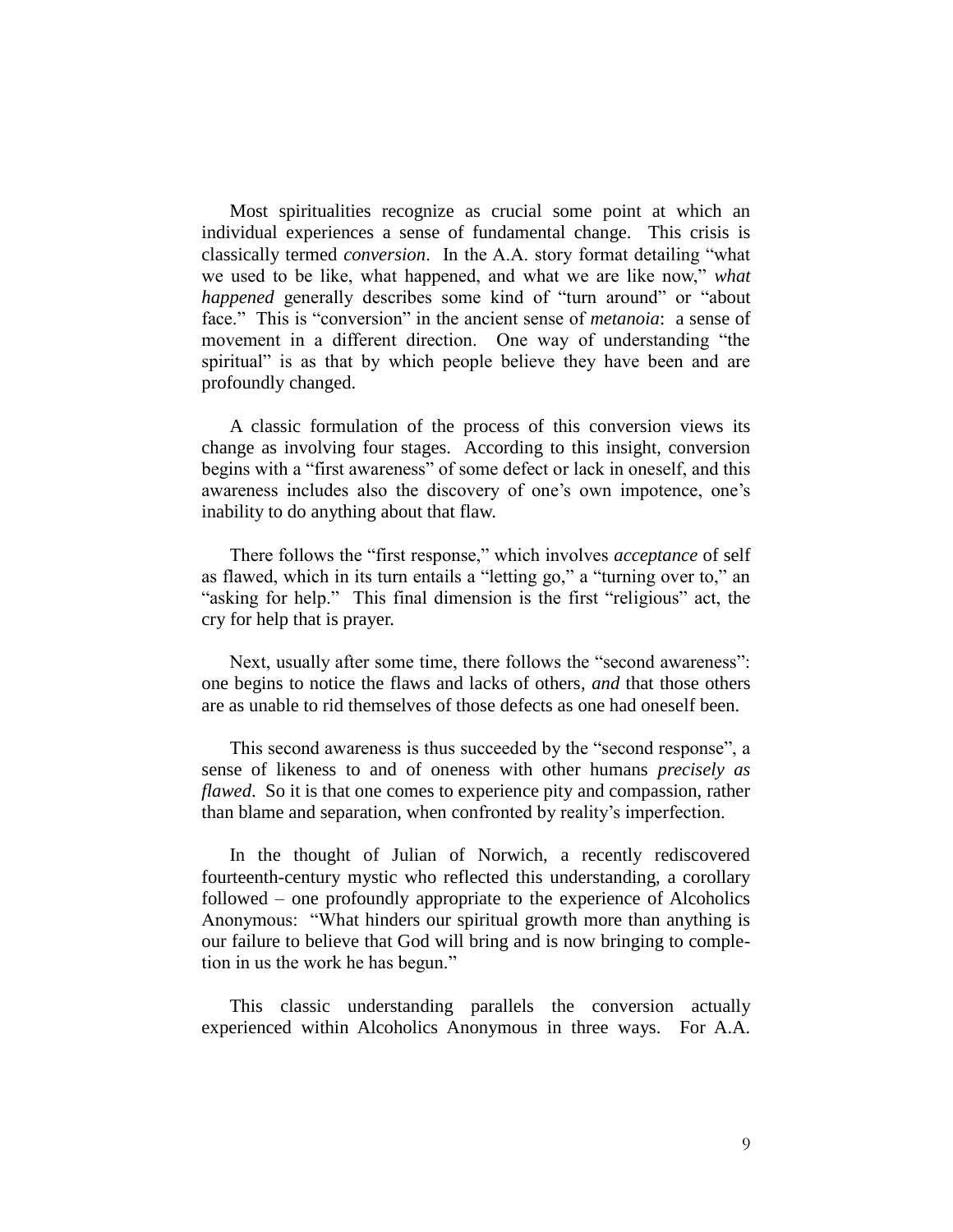Most spiritualities recognize as crucial some point at which an individual experiences a sense of fundamental change. This crisis is classically termed *conversion*. In the A.A. story format detailing "what we used to be like, what happened, and what we are like now," *what happened* generally describes some kind of "turn around" or "about face." This is "conversion" in the ancient sense of *metanoia*: a sense of movement in a different direction. One way of understanding "the spiritual" is as that by which people believe they have been and are profoundly changed.

A classic formulation of the process of this conversion views its change as involving four stages. According to this insight, conversion begins with a "first awareness" of some defect or lack in oneself, and this awareness includes also the discovery of one's own impotence, one's inability to do anything about that flaw.

There follows the "first response," which involves *acceptance* of self as flawed, which in its turn entails a "letting go," a "turning over to," an "asking for help." This final dimension is the first "religious" act, the cry for help that is prayer.

Next, usually after some time, there follows the "second awareness": one begins to notice the flaws and lacks of others, *and* that those others are as unable to rid themselves of those defects as one had oneself been.

This second awareness is thus succeeded by the "second response", a sense of likeness to and of oneness with other humans *precisely as flawed*. So it is that one comes to experience pity and compassion, rather than blame and separation, when confronted by reality's imperfection.

In the thought of Julian of Norwich, a recently rediscovered fourteenth-century mystic who reflected this understanding, a corollary followed – one profoundly appropriate to the experience of Alcoholics Anonymous: "What hinders our spiritual growth more than anything is our failure to believe that God will bring and is now bringing to completion in us the work he has begun."

This classic understanding parallels the conversion actually experienced within Alcoholics Anonymous in three ways. For A.A.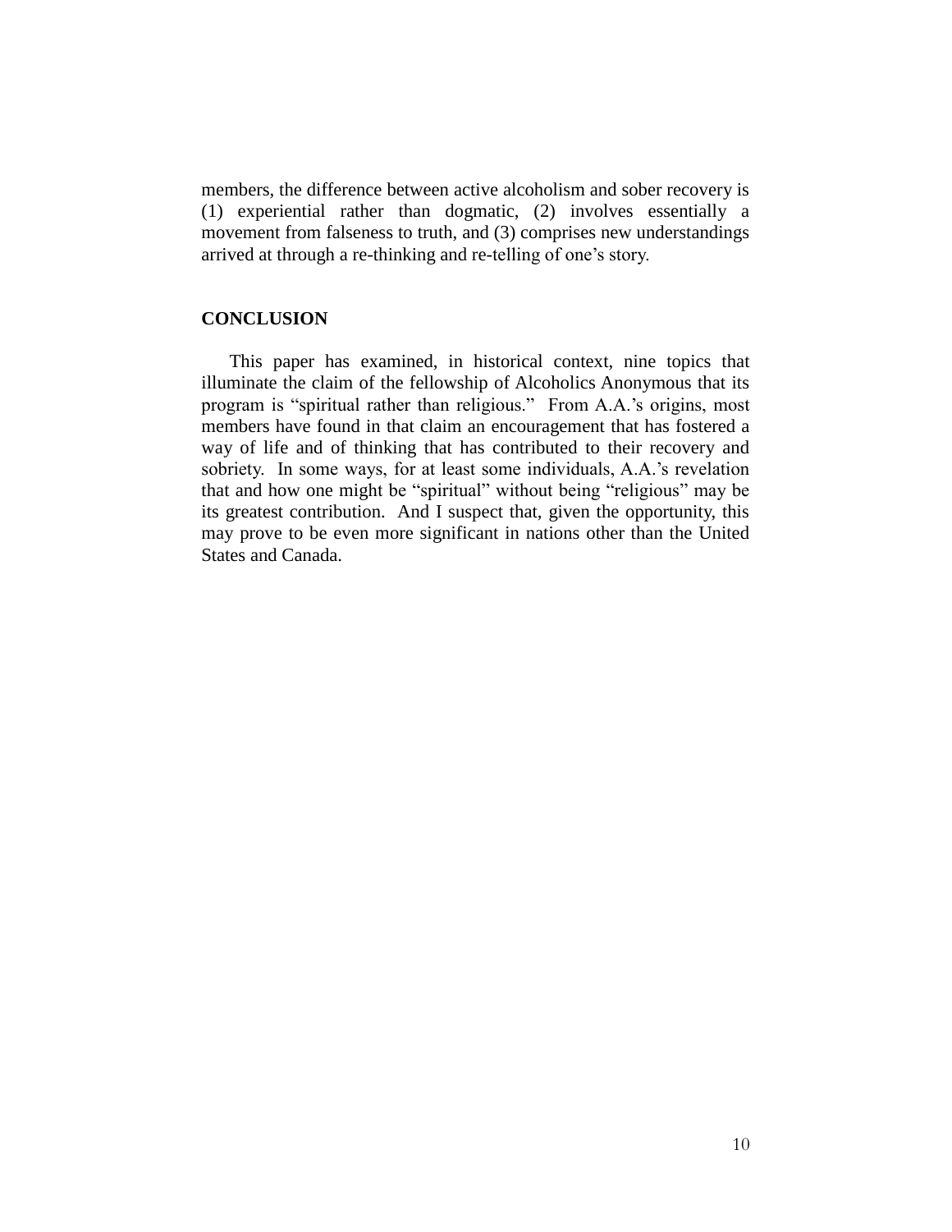members, the difference between active alcoholism and sober recovery is (1) experiential rather than dogmatic, (2) involves essentially a movement from falseness to truth, and (3) comprises new understandings arrived at through a re-thinking and re-telling of one's story.

## CONCLUSION

This paper has examined, in historical context, nine topics that illuminate the claim of the fellowship of Alcoholics Anonymous that its program is "spiritual rather than religious." From A.A.'s origins, most members have found in that claim an encouragement that has fostered a way of life and of thinking that has contributed to their recovery and sobriety. In some ways, for at least some individuals, A.A.'s revelation that and how one might be "spiritual" without being "religious" may be its greatest contribution. And I suspect that, given the opportunity, this may prove to be even more significant in nations other than the United States and Canada.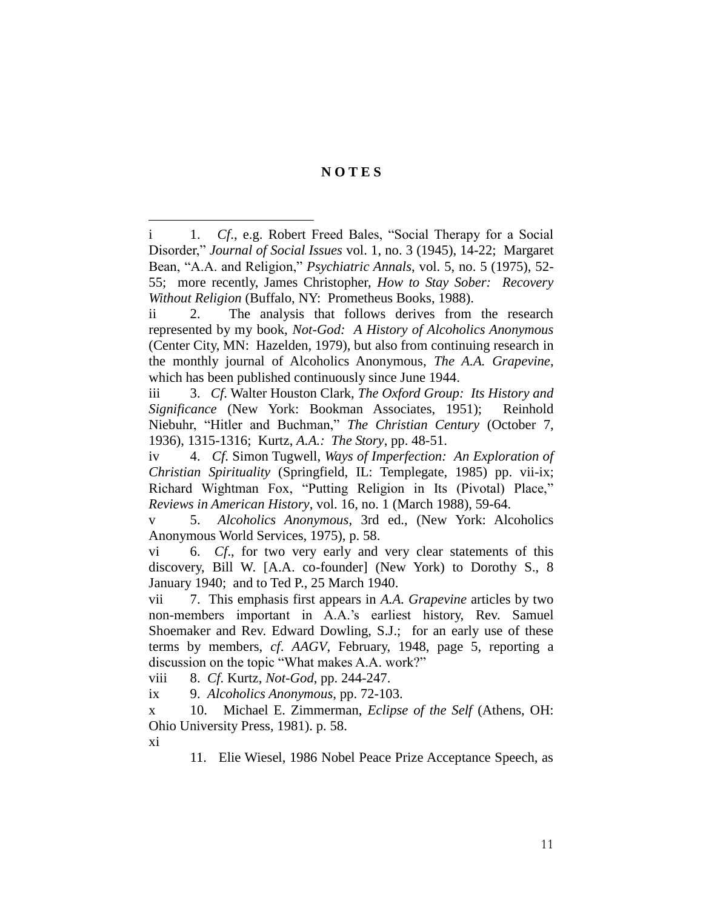**N O T E S**

---

i 1. *Cf*., e.g. Robert Freed Bales, "Social Therapy for a Social Disorder," *Journal of Social Issues* vol. 1, no. 3 (1945), 14-22; Margaret Bean, "A.A. and Religion," *Psychiatric Annals*, vol. 5, no. 5 (1975), 52-55; more recently, James Christopher, *How to Stay Sober: Recovery Without Religion* (Buffalo, NY: Prometheus Books, 1988).

ii 2. The analysis that follows derives from the research represented by my book, *Not-God: A History of Alcoholics Anonymous* (Center City, MN: Hazelden, 1979), but also from continuing research in the monthly journal of Alcoholics Anonymous, *The A.A. Grapevine*, which has been published continuously since June 1944.

iii 3. *Cf*. Walter Houston Clark, *The Oxford Group: Its History and Significance* (New York: Bookman Associates, 1951); Reinhold Niebuhr, "Hitler and Buchman," *The Christian Century* (October 7, 1936), 1315-1316; Kurtz, *A.A.: The Story*, pp. 48-51.

iv 4. *Cf*. Simon Tugwell, *Ways of Imperfection: An Exploration of Christian Spirituality* (Springfield, IL: Templegate, 1985) pp. vii-ix; Richard Wightman Fox, "Putting Religion in Its (Pivotal) Place," *Reviews in American History*, vol. 16, no. 1 (March 1988), 59-64.

v 5. *Alcoholics Anonymous*, 3rd ed., (New York: Alcoholics Anonymous World Services, 1975), p. 58.

vi 6. *Cf*., for two very early and very clear statements of this discovery, Bill W. [A.A. co-founder] (New York) to Dorothy S., 8 January 1940; and to Ted P., 25 March 1940.

vii 7. This emphasis first appears in *A.A. Grapevine* articles by two non-members important in A.A.'s earliest history, Rev. Samuel Shoemaker and Rev. Edward Dowling, S.J.; for an early use of these terms by members, *cf*. *AAGV*, February, 1948, page 5, reporting a discussion on the topic "What makes A.A. work?"

viii 8. *Cf*. Kurtz, *Not-God*, pp. 244-247.

ix 9. *Alcoholics Anonymous*, pp. 72-103.

x 10. Michael E. Zimmerman, *Eclipse of the Self* (Athens, OH: Ohio University Press, 1981). p. 58.

xi

11. Elie Wiesel, 1986 Nobel Peace Prize Acceptance Speech, as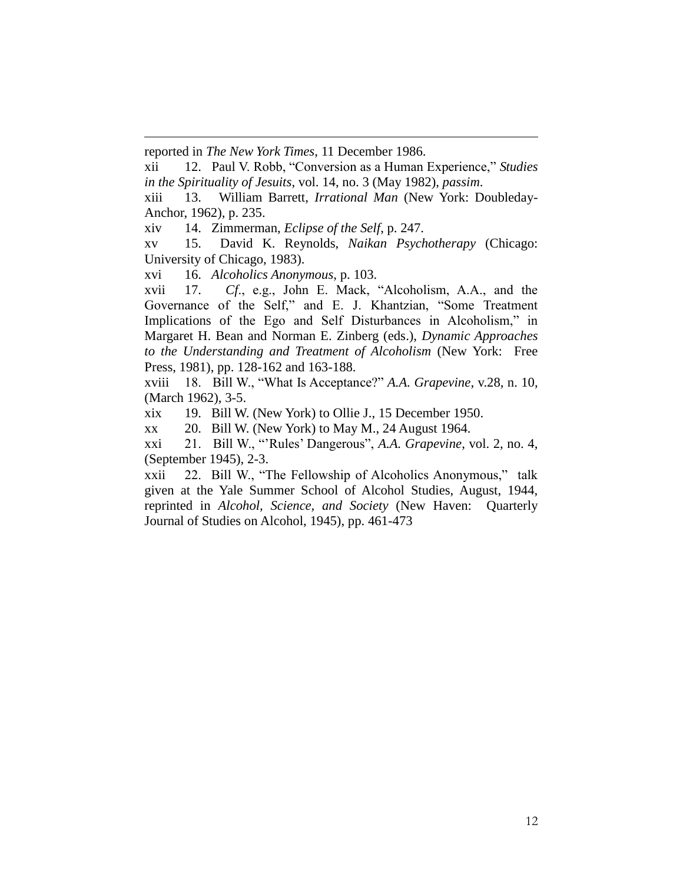reported in *The New York Times*, 11 December 1986.

xii 12. Paul V. Robb, "Conversion as a Human Experience," *Studies in the Spirituality of Jesuits*, vol. 14, no. 3 (May 1982), *passim*.

xiii 13. William Barrett, *Irrational Man* (New York: Doubleday-Anchor, 1962), p. 235.

xiv 14. Zimmerman, *Eclipse of the Self*, p. 247.

xv 15. David K. Reynolds, *Naikan Psychotherapy* (Chicago: University of Chicago, 1983).

xvi 16. *Alcoholics Anonymous*, p. 103.

xvii 17. *Cf*., e.g., John E. Mack, "Alcoholism, A.A., and the Governance of the Self," and E. J. Khantzian, "Some Treatment Implications of the Ego and Self Disturbances in Alcoholism," in Margaret H. Bean and Norman E. Zinberg (eds.), *Dynamic Approaches to the Understanding and Treatment of Alcoholism* (New York: Free Press, 1981), pp. 128-162 and 163-188.

xviii 18. Bill W., "What Is Acceptance?" *A.A. Grapevine*, v.28, n. 10, (March 1962), 3-5.

xix 19. Bill W. (New York) to Ollie J., 15 December 1950.

xx 20. Bill W. (New York) to May M., 24 August 1964.

xxi 21. Bill W., "'Rules' Dangerous", *A.A. Grapevine*, vol. 2, no. 4, (September 1945), 2-3.

xxii 22. Bill W., "The Fellowship of Alcoholics Anonymous," talk given at the Yale Summer School of Alcohol Studies, August, 1944, reprinted in *Alcohol, Science, and Society* (New Haven: Quarterly Journal of Studies on Alcohol, 1945), pp. 461-473